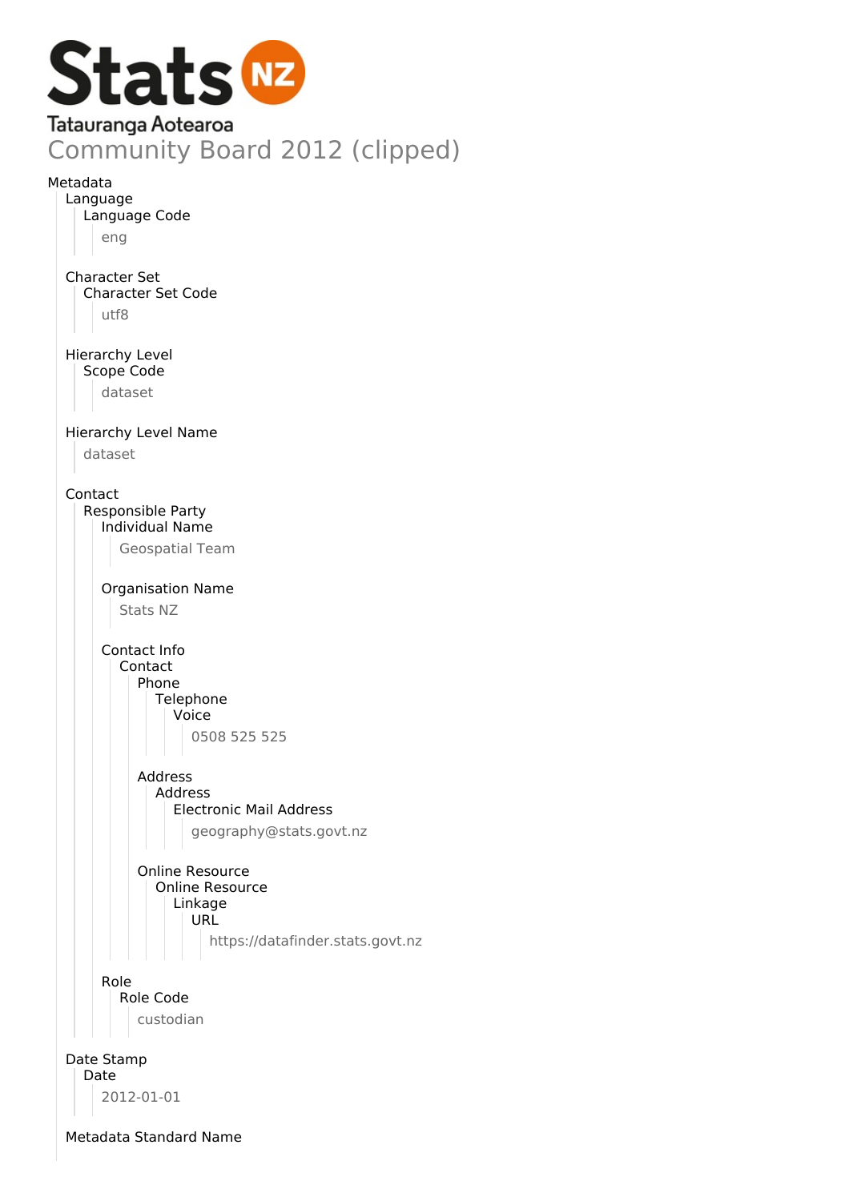Stats NZ
Tatauranga Aotearoa

# Community Board 2012 (clipped)

- Metadata
  - Language
    - Language Code
      - eng
  - Character Set
    - Character Set Code
      - utf8
  - Hierarchy Level
    - Scope Code
      - dataset
  - Hierarchy Level Name
    - dataset
  - Contact
    - Responsible Party
      - Individual Name
        - Geospatial Team
      - Organisation Name
        - Stats NZ
      - Contact Info
        - Contact
          - Phone
            - Telephone
              - Voice
                - 0508 525 525
          - Address
            - Address
              - Electronic Mail Address
                - geography@stats.govt.nz
          - Online Resource
            - Online Resource
              - Linkage
                - URL
                  - https://datafinder.stats.govt.nz
      - Role
        - Role Code
          - custodian
  - Date Stamp
    - Date
      - 2012-01-01
  - Metadata Standard Name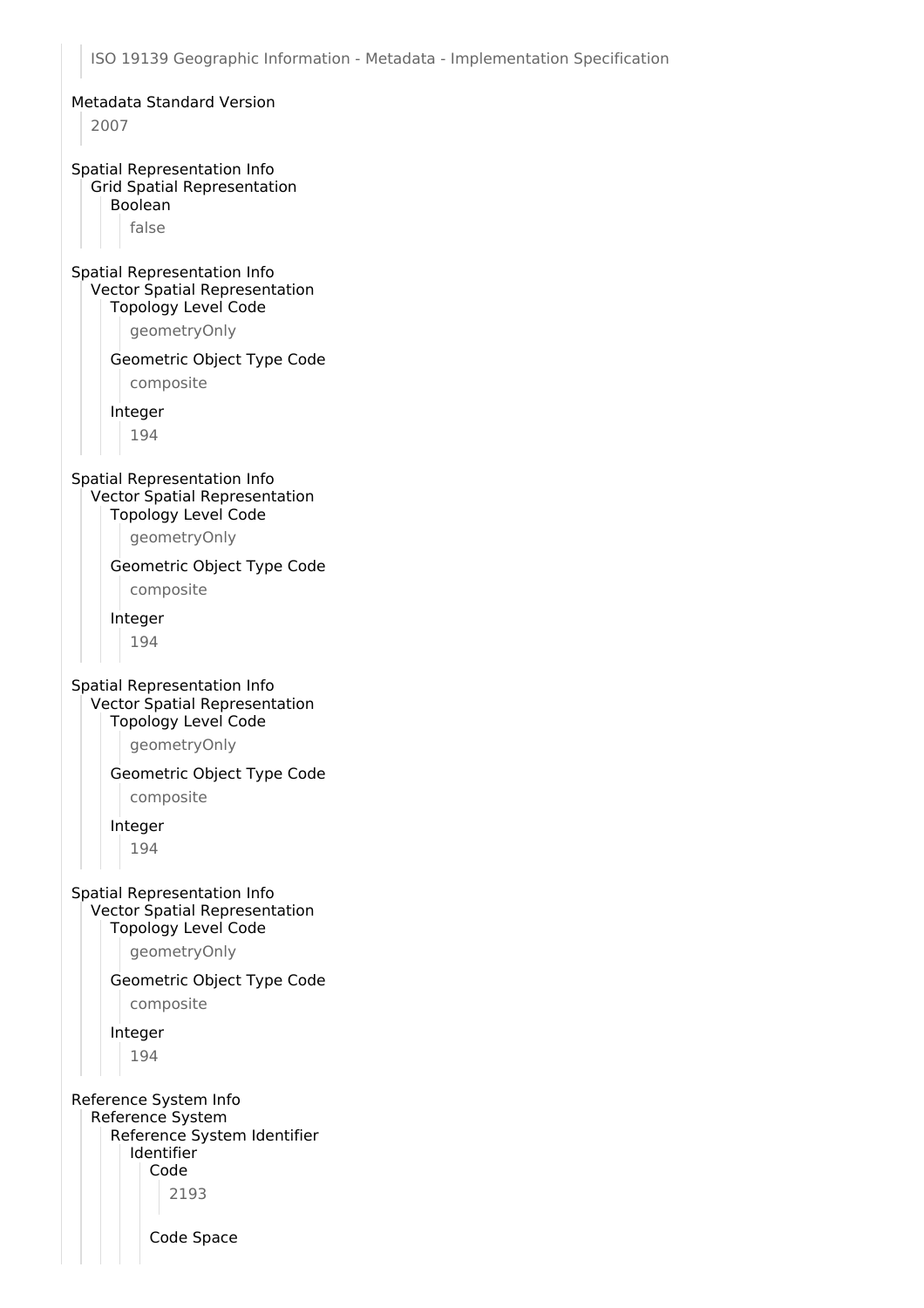ISO 19139 Geographic Information - Metadata - Implementation Specification

Metadata Standard Version

2007

Spatial Representation Info
- Grid Spatial Representation
  - Boolean
    - false

Spatial Representation Info
- Vector Spatial Representation
  - Topology Level Code
    - geometryOnly
  - Geometric Object Type Code
    - composite
  - Integer
    - 194

Spatial Representation Info
- Vector Spatial Representation
  - Topology Level Code
    - geometryOnly
  - Geometric Object Type Code
    - composite
  - Integer
    - 194

Spatial Representation Info
- Vector Spatial Representation
  - Topology Level Code
    - geometryOnly
  - Geometric Object Type Code
    - composite
  - Integer
    - 194

Spatial Representation Info
- Vector Spatial Representation
  - Topology Level Code
    - geometryOnly
  - Geometric Object Type Code
    - composite
  - Integer
    - 194

Reference System Info
- Reference System
  - Reference System Identifier
    - Identifier
      - Code
        - 2193
      - Code Space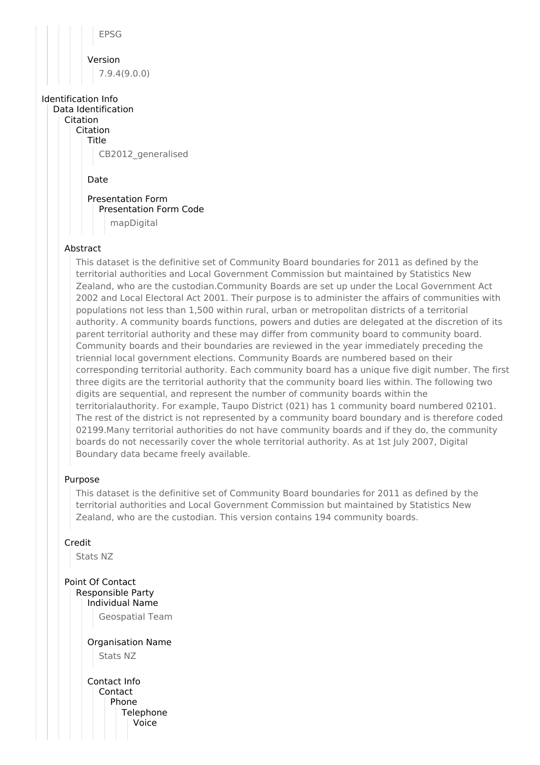EPSG

Version

7.9.4(9.0.0)

Identification Info

Data Identification

Citation

Citation

Title

CB2012_generalised

Date

Presentation Form

Presentation Form Code

mapDigital

Abstract

This dataset is the definitive set of Community Board boundaries for 2011 as defined by the territorial authorities and Local Government Commission but maintained by Statistics New Zealand, who are the custodian.Community Boards are set up under the Local Government Act 2002 and Local Electoral Act 2001. Their purpose is to administer the affairs of communities with populations not less than 1,500 within rural, urban or metropolitan districts of a territorial authority. A community boards functions, powers and duties are delegated at the discretion of its parent territorial authority and these may differ from community board to community board. Community boards and their boundaries are reviewed in the year immediately preceding the triennial local government elections. Community Boards are numbered based on their corresponding territorial authority. Each community board has a unique five digit number. The first three digits are the territorial authority that the community board lies within. The following two digits are sequential, and represent the number of community boards within the territorialauthority. For example, Taupo District (021) has 1 community board numbered 02101. The rest of the district is not represented by a community board boundary and is therefore coded 02199.Many territorial authorities do not have community boards and if they do, the community boards do not necessarily cover the whole territorial authority. As at 1st July 2007, Digital Boundary data became freely available.

Purpose

This dataset is the definitive set of Community Board boundaries for 2011 as defined by the territorial authorities and Local Government Commission but maintained by Statistics New Zealand, who are the custodian. This version contains 194 community boards.

Credit

Stats NZ

Point Of Contact

Responsible Party

Individual Name

Geospatial Team

Organisation Name

Stats NZ

Contact Info

Contact

Phone

Telephone

Voice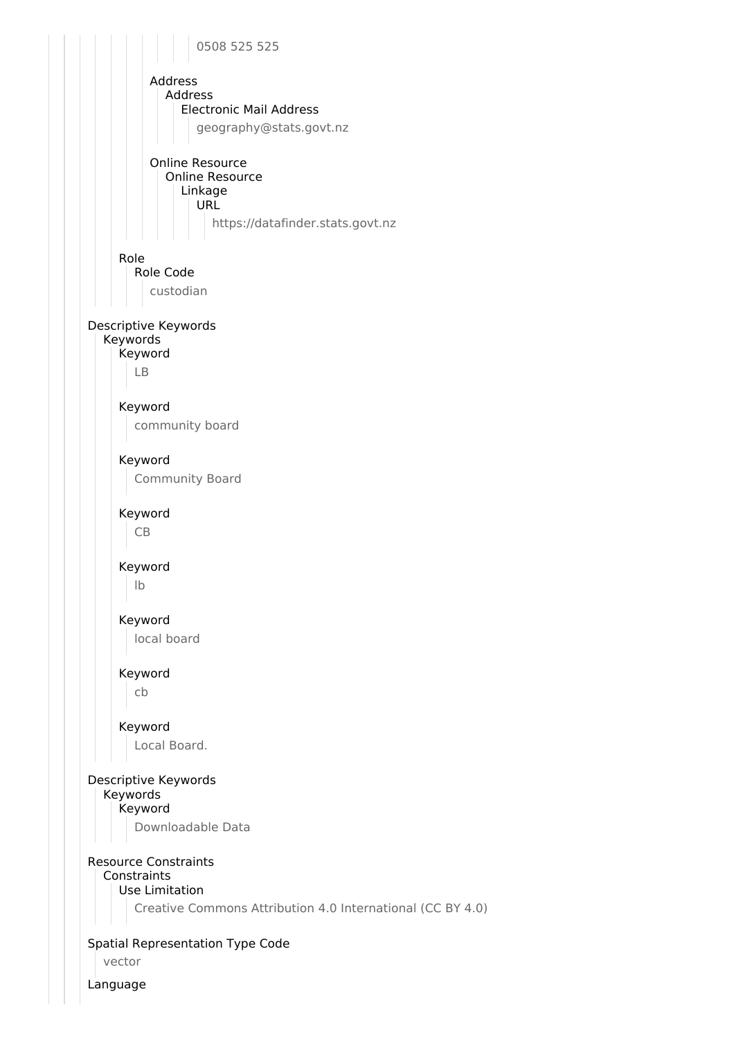0508 525 525

Address
Address
Electronic Mail Address
geography@stats.govt.nz

Online Resource
Online Resource
Linkage
URL
https://datafinder.stats.govt.nz

Role
Role Code
custodian

Descriptive Keywords
Keywords
Keyword
LB

Keyword
community board

Keyword
Community Board

Keyword
CB

Keyword
lb

Keyword
local board

Keyword
cb

Keyword
Local Board.

Descriptive Keywords
Keywords
Keyword
Downloadable Data

Resource Constraints
Constraints
Use Limitation
Creative Commons Attribution 4.0 International (CC BY 4.0)

Spatial Representation Type Code
vector

Language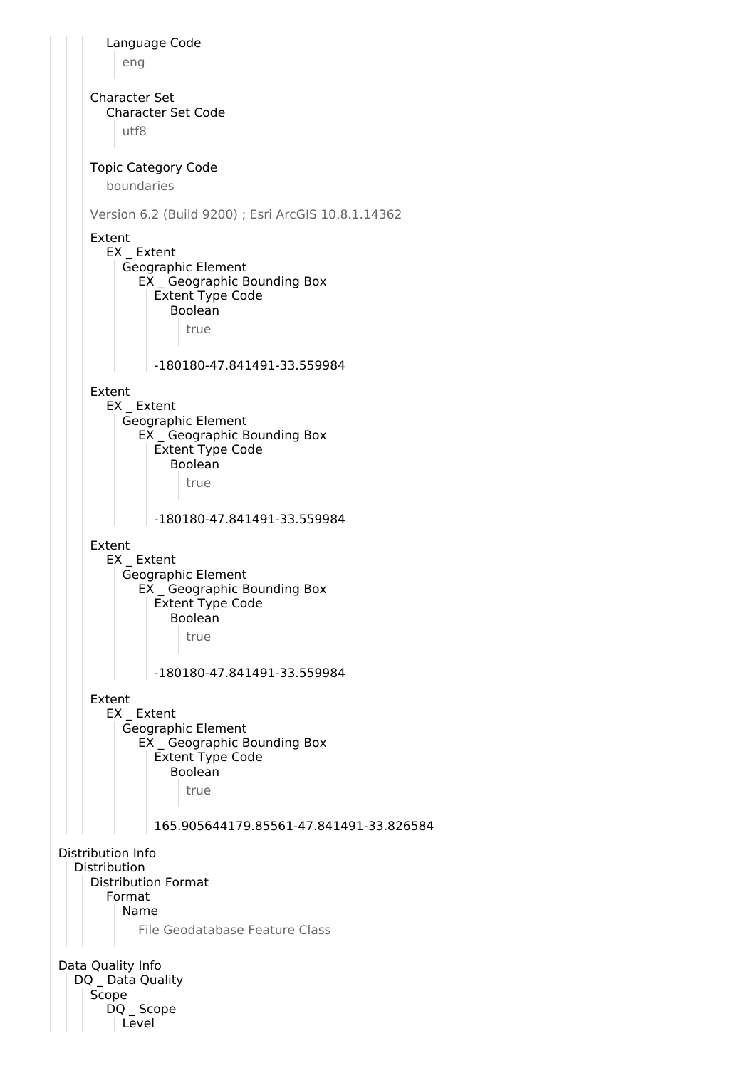Language Code

eng

Character Set

Character Set Code

utf8

Topic Category Code

boundaries

Version 6.2 (Build 9200) ; Esri ArcGIS 10.8.1.14362

Extent

EX _ Extent

Geographic Element

EX _ Geographic Bounding Box

Extent Type Code

Boolean

true

-180180-47.841491-33.559984

Extent

EX _ Extent

Geographic Element

EX _ Geographic Bounding Box

Extent Type Code

Boolean

true

-180180-47.841491-33.559984

Extent

EX _ Extent

Geographic Element

EX _ Geographic Bounding Box

Extent Type Code

Boolean

true

-180180-47.841491-33.559984

Extent

EX _ Extent

Geographic Element

EX _ Geographic Bounding Box

Extent Type Code

Boolean

true

165.905644179.85561-47.841491-33.826584

Distribution Info

Distribution

Distribution Format

Format

Name

File Geodatabase Feature Class

Data Quality Info

DQ _ Data Quality

Scope

DQ _ Scope

Level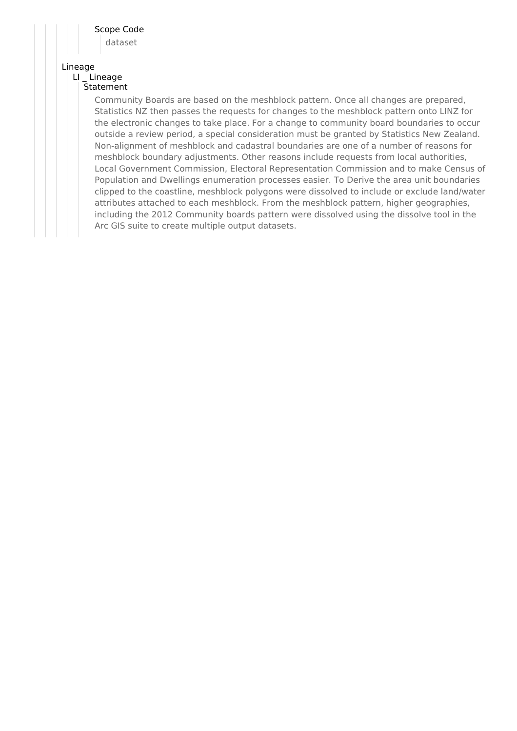Scope Code

dataset

Lineage

LI _ Lineage

Statement

Community Boards are based on the meshblock pattern. Once all changes are prepared, Statistics NZ then passes the requests for changes to the meshblock pattern onto LINZ for the electronic changes to take place. For a change to community board boundaries to occur outside a review period, a special consideration must be granted by Statistics New Zealand. Non-alignment of meshblock and cadastral boundaries are one of a number of reasons for meshblock boundary adjustments. Other reasons include requests from local authorities, Local Government Commission, Electoral Representation Commission and to make Census of Population and Dwellings enumeration processes easier. To Derive the area unit boundaries clipped to the coastline, meshblock polygons were dissolved to include or exclude land/water attributes attached to each meshblock. From the meshblock pattern, higher geographies, including the 2012 Community boards pattern were dissolved using the dissolve tool in the Arc GIS suite to create multiple output datasets.